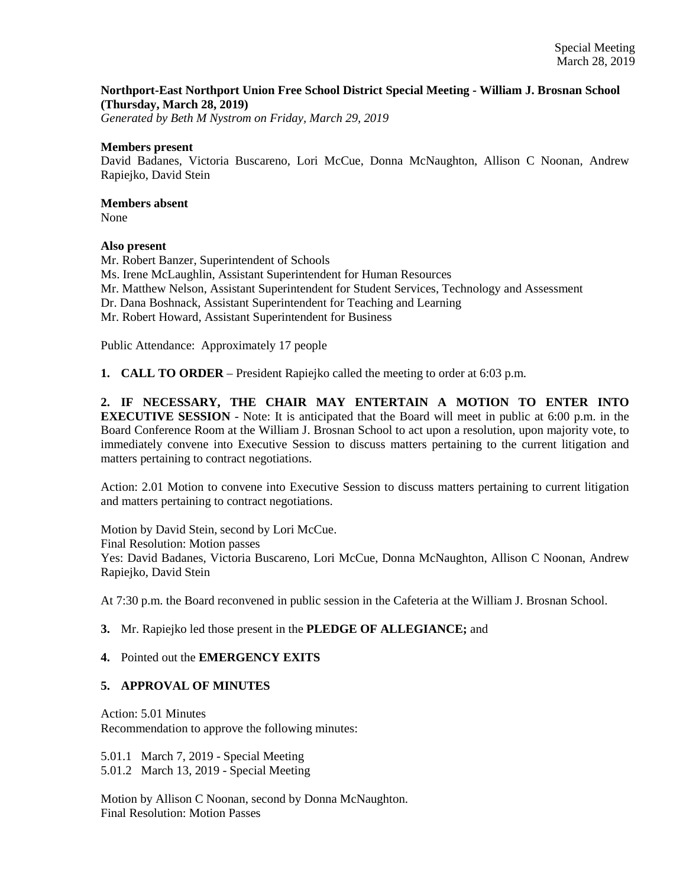**Northport-East Northport Union Free School District Special Meeting - William J. Brosnan School (Thursday, March 28, 2019)**
*Generated by Beth M Nystrom on Friday, March 29, 2019*

**Members present**
David Badanes, Victoria Buscareno, Lori McCue, Donna McNaughton, Allison C Noonan, Andrew Rapiejko, David Stein

**Members absent**
None

**Also present**
Mr. Robert Banzer, Superintendent of Schools
Ms. Irene McLaughlin, Assistant Superintendent for Human Resources
Mr. Matthew Nelson, Assistant Superintendent for Student Services, Technology and Assessment
Dr. Dana Boshnack, Assistant Superintendent for Teaching and Learning
Mr. Robert Howard, Assistant Superintendent for Business

Public Attendance: Approximately 17 people

**1. CALL TO ORDER** – President Rapiejko called the meeting to order at 6:03 p.m.

**2. IF NECESSARY, THE CHAIR MAY ENTERTAIN A MOTION TO ENTER INTO EXECUTIVE SESSION** - Note: It is anticipated that the Board will meet in public at 6:00 p.m. in the Board Conference Room at the William J. Brosnan School to act upon a resolution, upon majority vote, to immediately convene into Executive Session to discuss matters pertaining to the current litigation and matters pertaining to contract negotiations.

Action: 2.01 Motion to convene into Executive Session to discuss matters pertaining to current litigation and matters pertaining to contract negotiations.

Motion by David Stein, second by Lori McCue.
Final Resolution: Motion passes
Yes: David Badanes, Victoria Buscareno, Lori McCue, Donna McNaughton, Allison C Noonan, Andrew Rapiejko, David Stein

At 7:30 p.m. the Board reconvened in public session in the Cafeteria at the William J. Brosnan School.

**3.** Mr. Rapiejko led those present in the **PLEDGE OF ALLEGIANCE;** and

**4.** Pointed out the **EMERGENCY EXITS**

**5. APPROVAL OF MINUTES**

Action: 5.01 Minutes
Recommendation to approve the following minutes:

5.01.1 March 7, 2019 - Special Meeting
5.01.2 March 13, 2019 - Special Meeting

Motion by Allison C Noonan, second by Donna McNaughton.
Final Resolution: Motion Passes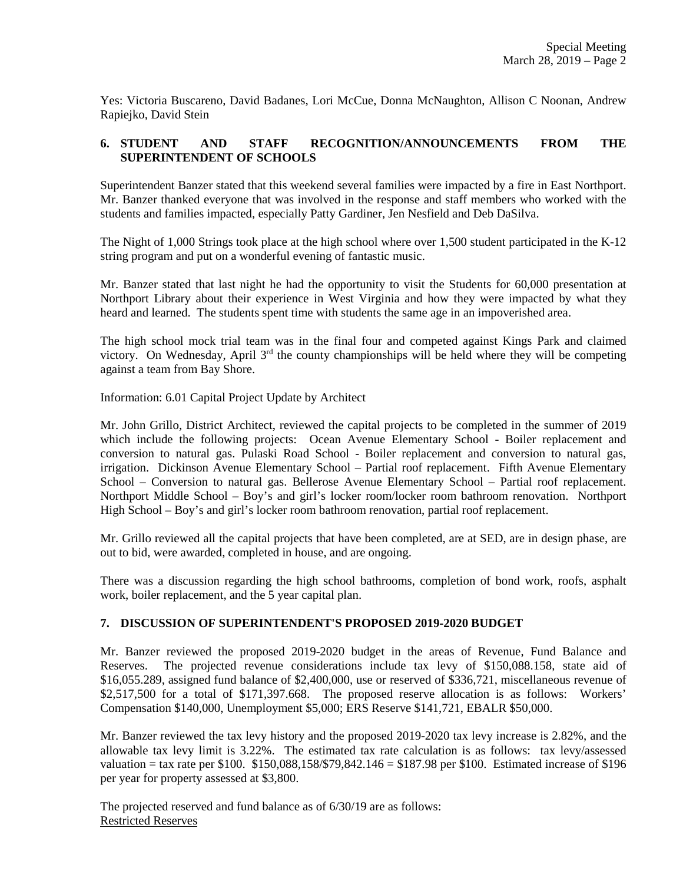Yes: Victoria Buscareno, David Badanes, Lori McCue, Donna McNaughton, Allison C Noonan, Andrew Rapiejko, David Stein

## 6. STUDENT AND STAFF RECOGNITION/ANNOUNCEMENTS FROM THE SUPERINTENDENT OF SCHOOLS

Superintendent Banzer stated that this weekend several families were impacted by a fire in East Northport. Mr. Banzer thanked everyone that was involved in the response and staff members who worked with the students and families impacted, especially Patty Gardiner, Jen Nesfield and Deb DaSilva.

The Night of 1,000 Strings took place at the high school where over 1,500 student participated in the K-12 string program and put on a wonderful evening of fantastic music.

Mr. Banzer stated that last night he had the opportunity to visit the Students for 60,000 presentation at Northport Library about their experience in West Virginia and how they were impacted by what they heard and learned. The students spent time with students the same age in an impoverished area.

The high school mock trial team was in the final four and competed against Kings Park and claimed victory. On Wednesday, April 3rd the county championships will be held where they will be competing against a team from Bay Shore.

Information: 6.01 Capital Project Update by Architect

Mr. John Grillo, District Architect, reviewed the capital projects to be completed in the summer of 2019 which include the following projects: Ocean Avenue Elementary School - Boiler replacement and conversion to natural gas. Pulaski Road School - Boiler replacement and conversion to natural gas, irrigation. Dickinson Avenue Elementary School – Partial roof replacement. Fifth Avenue Elementary School – Conversion to natural gas. Bellerose Avenue Elementary School – Partial roof replacement. Northport Middle School – Boy's and girl's locker room/locker room bathroom renovation. Northport High School – Boy's and girl's locker room bathroom renovation, partial roof replacement.

Mr. Grillo reviewed all the capital projects that have been completed, are at SED, are in design phase, are out to bid, were awarded, completed in house, and are ongoing.

There was a discussion regarding the high school bathrooms, completion of bond work, roofs, asphalt work, boiler replacement, and the 5 year capital plan.

## 7. DISCUSSION OF SUPERINTENDENT'S PROPOSED 2019-2020 BUDGET

Mr. Banzer reviewed the proposed 2019-2020 budget in the areas of Revenue, Fund Balance and Reserves. The projected revenue considerations include tax levy of $150,088.158, state aid of $16,055.289, assigned fund balance of $2,400,000, use or reserved of $336,721, miscellaneous revenue of $2,517,500 for a total of $171,397.668. The proposed reserve allocation is as follows: Workers' Compensation $140,000, Unemployment $5,000; ERS Reserve $141,721, EBALR $50,000.

Mr. Banzer reviewed the tax levy history and the proposed 2019-2020 tax levy increase is 2.82%, and the allowable tax levy limit is 3.22%. The estimated tax rate calculation is as follows: tax levy/assessed valuation = tax rate per $100. $150,088,158/$79,842.146 = $187.98 per $100. Estimated increase of $196 per year for property assessed at $3,800.

The projected reserved and fund balance as of 6/30/19 are as follows:
Restricted Reserves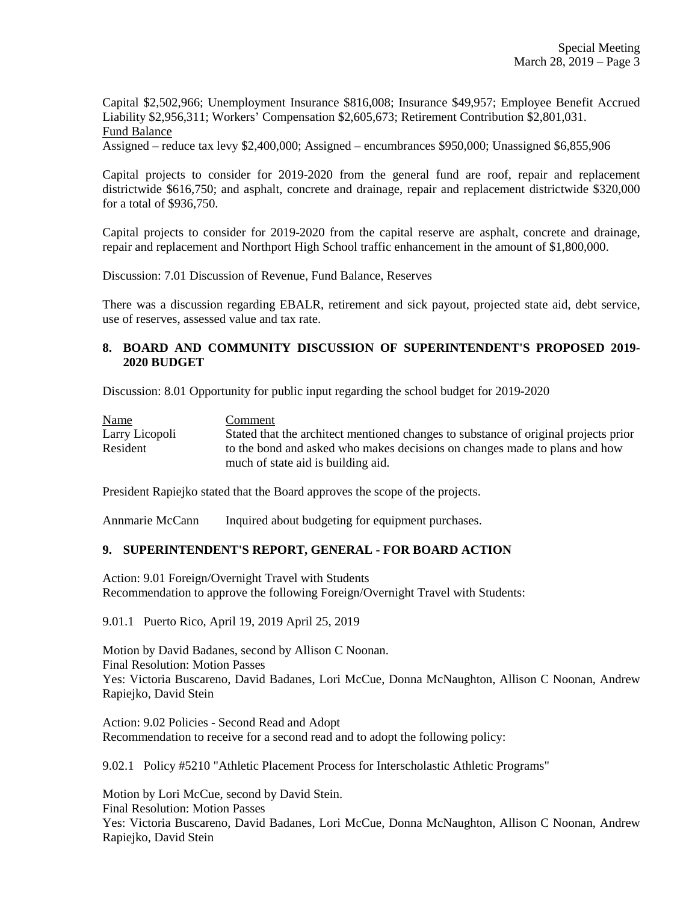Capital $2,502,966; Unemployment Insurance $816,008; Insurance $49,957; Employee Benefit Accrued Liability $2,956,311; Workers' Compensation $2,605,673; Retirement Contribution $2,801,031.

Fund Balance

Assigned – reduce tax levy $2,400,000; Assigned – encumbrances $950,000; Unassigned $6,855,906

Capital projects to consider for 2019-2020 from the general fund are roof, repair and replacement districtwide $616,750; and asphalt, concrete and drainage, repair and replacement districtwide $320,000 for a total of $936,750.

Capital projects to consider for 2019-2020 from the capital reserve are asphalt, concrete and drainage, repair and replacement and Northport High School traffic enhancement in the amount of $1,800,000.

Discussion: 7.01 Discussion of Revenue, Fund Balance, Reserves

There was a discussion regarding EBALR, retirement and sick payout, projected state aid, debt service, use of reserves, assessed value and tax rate.

## 8. BOARD AND COMMUNITY DISCUSSION OF SUPERINTENDENT'S PROPOSED 2019-2020 BUDGET

Discussion: 8.01 Opportunity for public input regarding the school budget for 2019-2020

| Name | Comment |
|---|---|
| Larry Licopoli<br>Resident | Stated that the architect mentioned changes to substance of original projects prior to the bond and asked who makes decisions on changes made to plans and how much of state aid is building aid. |

President Rapiejko stated that the Board approves the scope of the projects.

Annmarie McCann Inquired about budgeting for equipment purchases.

## 9. SUPERINTENDENT'S REPORT, GENERAL - FOR BOARD ACTION

Action: 9.01 Foreign/Overnight Travel with Students
Recommendation to approve the following Foreign/Overnight Travel with Students:

9.01.1 Puerto Rico, April 19, 2019 April 25, 2019

Motion by David Badanes, second by Allison C Noonan.
Final Resolution: Motion Passes
Yes: Victoria Buscareno, David Badanes, Lori McCue, Donna McNaughton, Allison C Noonan, Andrew Rapiejko, David Stein

Action: 9.02 Policies - Second Read and Adopt
Recommendation to receive for a second read and to adopt the following policy:

9.02.1 Policy #5210 "Athletic Placement Process for Interscholastic Athletic Programs"

Motion by Lori McCue, second by David Stein.
Final Resolution: Motion Passes
Yes: Victoria Buscareno, David Badanes, Lori McCue, Donna McNaughton, Allison C Noonan, Andrew Rapiejko, David Stein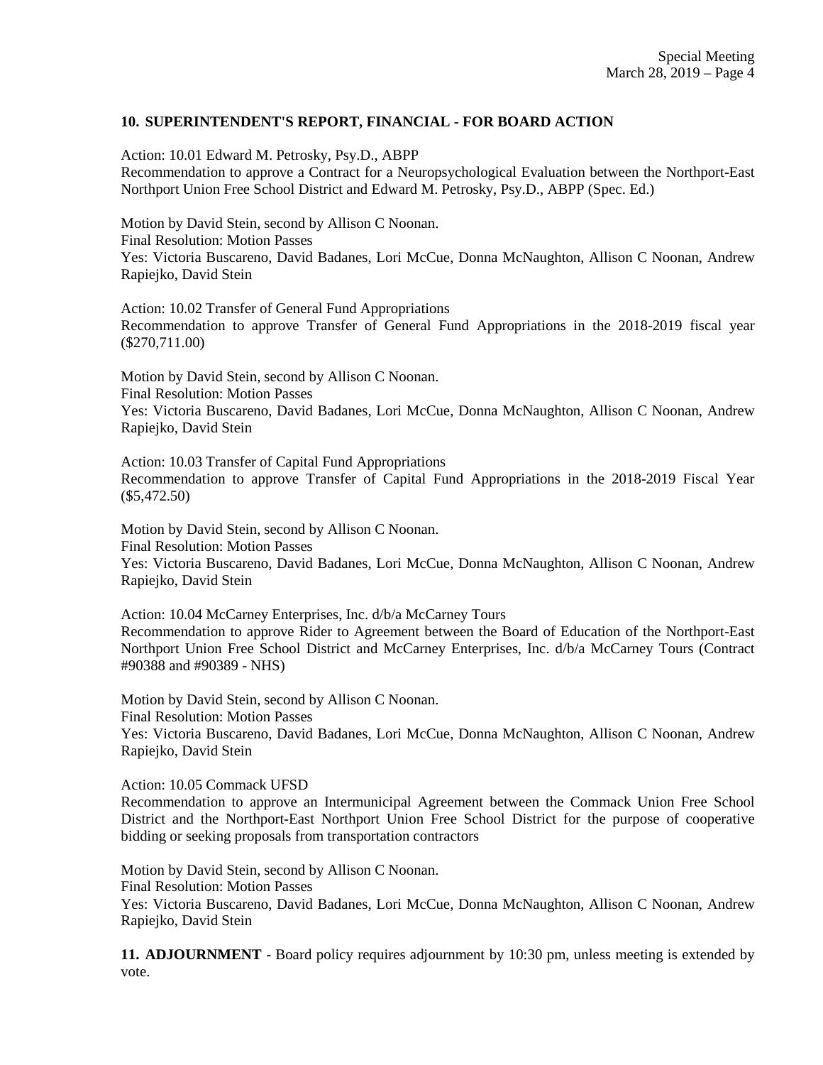## 10. SUPERINTENDENT'S REPORT, FINANCIAL - FOR BOARD ACTION

Action: 10.01 Edward M. Petrosky, Psy.D., ABPP
Recommendation to approve a Contract for a Neuropsychological Evaluation between the Northport-East Northport Union Free School District and Edward M. Petrosky, Psy.D., ABPP (Spec. Ed.)

Motion by David Stein, second by Allison C Noonan.
Final Resolution: Motion Passes
Yes: Victoria Buscareno, David Badanes, Lori McCue, Donna McNaughton, Allison C Noonan, Andrew Rapiejko, David Stein

Action: 10.02 Transfer of General Fund Appropriations
Recommendation to approve Transfer of General Fund Appropriations in the 2018-2019 fiscal year ($270,711.00)

Motion by David Stein, second by Allison C Noonan.
Final Resolution: Motion Passes
Yes: Victoria Buscareno, David Badanes, Lori McCue, Donna McNaughton, Allison C Noonan, Andrew Rapiejko, David Stein

Action: 10.03 Transfer of Capital Fund Appropriations
Recommendation to approve Transfer of Capital Fund Appropriations in the 2018-2019 Fiscal Year ($5,472.50)

Motion by David Stein, second by Allison C Noonan.
Final Resolution: Motion Passes
Yes: Victoria Buscareno, David Badanes, Lori McCue, Donna McNaughton, Allison C Noonan, Andrew Rapiejko, David Stein

Action: 10.04 McCarney Enterprises, Inc. d/b/a McCarney Tours
Recommendation to approve Rider to Agreement between the Board of Education of the Northport-East Northport Union Free School District and McCarney Enterprises, Inc. d/b/a McCarney Tours (Contract #90388 and #90389 - NHS)

Motion by David Stein, second by Allison C Noonan.
Final Resolution: Motion Passes
Yes: Victoria Buscareno, David Badanes, Lori McCue, Donna McNaughton, Allison C Noonan, Andrew Rapiejko, David Stein

Action: 10.05 Commack UFSD
Recommendation to approve an Intermunicipal Agreement between the Commack Union Free School District and the Northport-East Northport Union Free School District for the purpose of cooperative bidding or seeking proposals from transportation contractors

Motion by David Stein, second by Allison C Noonan.
Final Resolution: Motion Passes
Yes: Victoria Buscareno, David Badanes, Lori McCue, Donna McNaughton, Allison C Noonan, Andrew Rapiejko, David Stein

**11. ADJOURNMENT** - Board policy requires adjournment by 10:30 pm, unless meeting is extended by vote.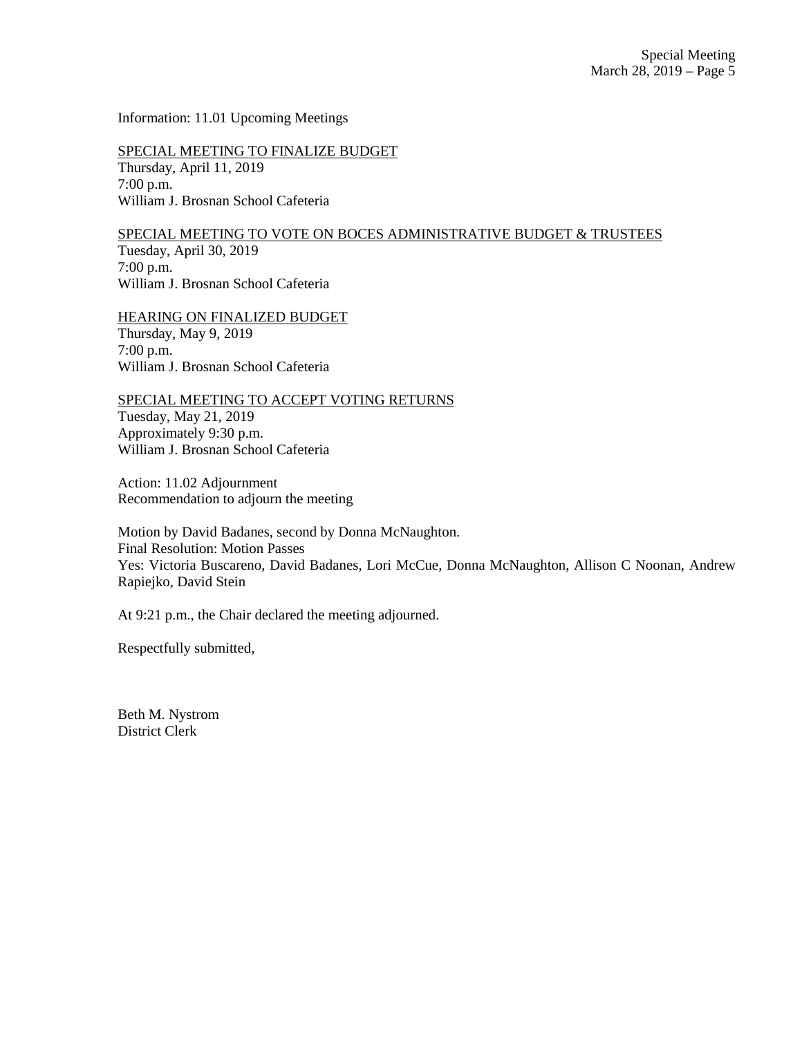Information: 11.01 Upcoming Meetings

SPECIAL MEETING TO FINALIZE BUDGET
Thursday, April 11, 2019
7:00 p.m.
William J. Brosnan School Cafeteria

SPECIAL MEETING TO VOTE ON BOCES ADMINISTRATIVE BUDGET & TRUSTEES
Tuesday, April 30, 2019
7:00 p.m.
William J. Brosnan School Cafeteria

HEARING ON FINALIZED BUDGET
Thursday, May 9, 2019
7:00 p.m.
William J. Brosnan School Cafeteria

SPECIAL MEETING TO ACCEPT VOTING RETURNS
Tuesday, May 21, 2019
Approximately 9:30 p.m.
William J. Brosnan School Cafeteria

Action: 11.02 Adjournment
Recommendation to adjourn the meeting

Motion by David Badanes, second by Donna McNaughton.
Final Resolution: Motion Passes
Yes: Victoria Buscareno, David Badanes, Lori McCue, Donna McNaughton, Allison C Noonan, Andrew Rapiejko, David Stein

At 9:21 p.m., the Chair declared the meeting adjourned.

Respectfully submitted,

Beth M. Nystrom
District Clerk